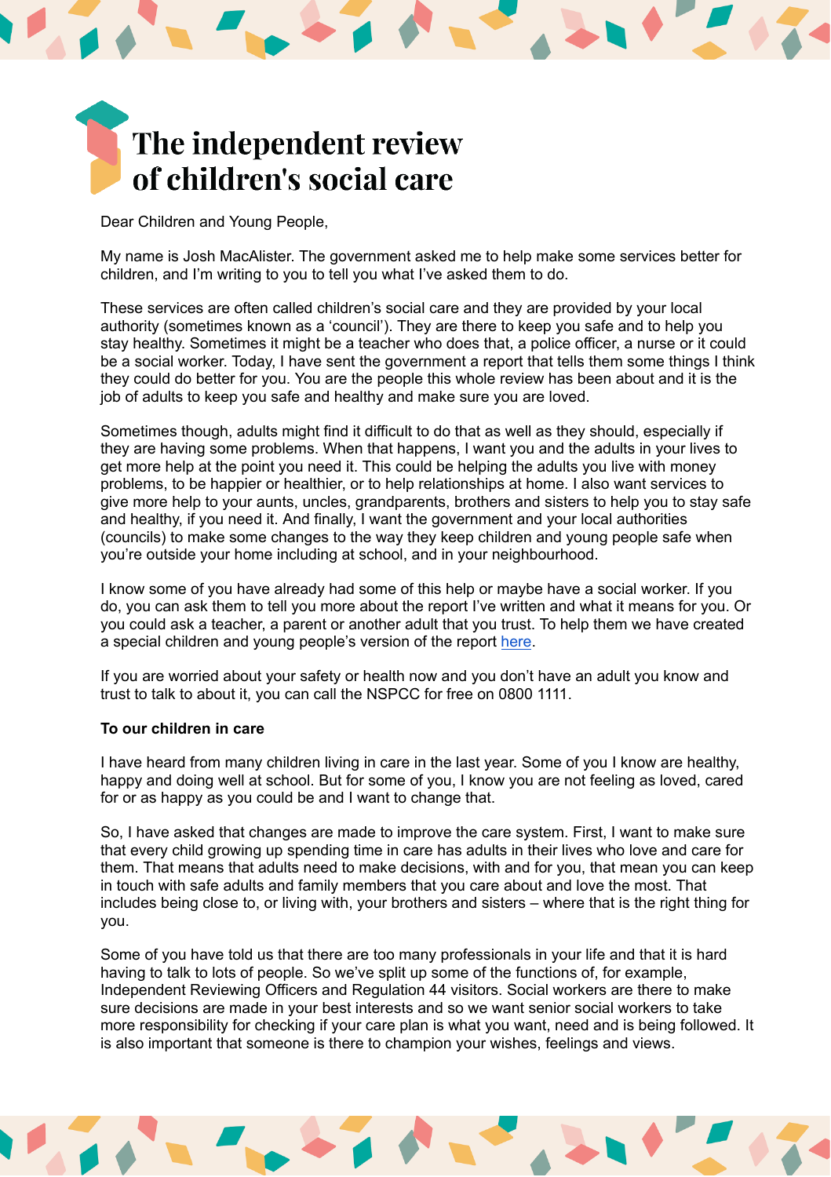# The independent review of children's social care

Dear Children and Young People,

My name is Josh MacAlister. The government asked me to help make some services better for children, and I'm writing to you to tell you what I've asked them to do.

These services are often called children's social care and they are provided by your local authority (sometimes known as a 'council'). They are there to keep you safe and to help you stay healthy. Sometimes it might be a teacher who does that, a police officer, a nurse or it could be a social worker. Today, I have sent the government a report that tells them some things I think they could do better for you. You are the people this whole review has been about and it is the job of adults to keep you safe and healthy and make sure you are loved.

Sometimes though, adults might find it difficult to do that as well as they should, especially if they are having some problems. When that happens, I want you and the adults in your lives to get more help at the point you need it. This could be helping the adults you live with money problems, to be happier or healthier, or to help relationships at home. I also want services to give more help to your aunts, uncles, grandparents, brothers and sisters to help you to stay safe and healthy, if you need it. And finally, I want the government and your local authorities (councils) to make some changes to the way they keep children and young people safe when you're outside your home including at school, and in your neighbourhood.

I know some of you have already had some of this help or maybe have a social worker. If you do, you can ask them to tell you more about the report I've written and what it means for you. Or you could ask a teacher, a parent or another adult that you trust. To help them we have created a special children and young people's version of the report [here](#).

If you are worried about your safety or health now and you don't have an adult you know and trust to talk to about it, you can call the NSPCC for free on 0800 1111.

**To our children in care**

I have heard from many children living in care in the last year. Some of you I know are healthy, happy and doing well at school. But for some of you, I know you are not feeling as loved, cared for or as happy as you could be and I want to change that.

So, I have asked that changes are made to improve the care system. First, I want to make sure that every child growing up spending time in care has adults in their lives who love and care for them. That means that adults need to make decisions, with and for you, that mean you can keep in touch with safe adults and family members that you care about and love the most. That includes being close to, or living with, your brothers and sisters – where that is the right thing for you.

Some of you have told us that there are too many professionals in your life and that it is hard having to talk to lots of people. So we've split up some of the functions of, for example, Independent Reviewing Officers and Regulation 44 visitors. Social workers are there to make sure decisions are made in your best interests and so we want senior social workers to take more responsibility for checking if your care plan is what you want, need and is being followed. It is also important that someone is there to champion your wishes, feelings and views.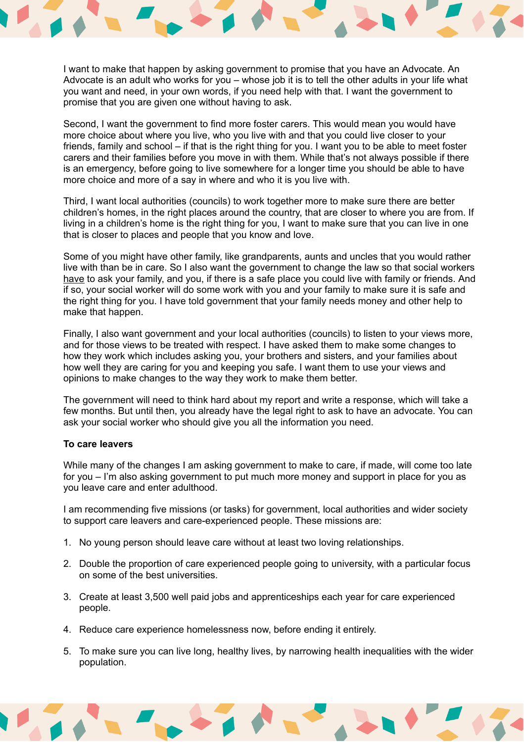I want to make that happen by asking government to promise that you have an Advocate. An Advocate is an adult who works for you – whose job it is to tell the other adults in your life what you want and need, in your own words, if you need help with that. I want the government to promise that you are given one without having to ask.

Second, I want the government to find more foster carers. This would mean you would have more choice about where you live, who you live with and that you could live closer to your friends, family and school – if that is the right thing for you. I want you to be able to meet foster carers and their families before you move in with them. While that's not always possible if there is an emergency, before going to live somewhere for a longer time you should be able to have more choice and more of a say in where and who it is you live with.

Third, I want local authorities (councils) to work together more to make sure there are better children's homes, in the right places around the country, that are closer to where you are from. If living in a children's home is the right thing for you, I want to make sure that you can live in one that is closer to places and people that you know and love.

Some of you might have other family, like grandparents, aunts and uncles that you would rather live with than be in care. So I also want the government to change the law so that social workers <u>have</u> to ask your family, and you, if there is a safe place you could live with family or friends. And if so, your social worker will do some work with you and your family to make sure it is safe and the right thing for you. I have told government that your family needs money and other help to make that happen.

Finally, I also want government and your local authorities (councils) to listen to your views more, and for those views to be treated with respect. I have asked them to make some changes to how they work which includes asking you, your brothers and sisters, and your families about how well they are caring for you and keeping you safe. I want them to use your views and opinions to make changes to the way they work to make them better.

The government will need to think hard about my report and write a response, which will take a few months. But until then, you already have the legal right to ask to have an advocate. You can ask your social worker who should give you all the information you need.

**To care leavers**

While many of the changes I am asking government to make to care, if made, will come too late for you – I'm also asking government to put much more money and support in place for you as you leave care and enter adulthood.

I am recommending five missions (or tasks) for government, local authorities and wider society to support care leavers and care-experienced people. These missions are:

1. No young person should leave care without at least two loving relationships.

2. Double the proportion of care experienced people going to university, with a particular focus on some of the best universities.

3. Create at least 3,500 well paid jobs and apprenticeships each year for care experienced people.

4. Reduce care experience homelessness now, before ending it entirely.

5. To make sure you can live long, healthy lives, by narrowing health inequalities with the wider population.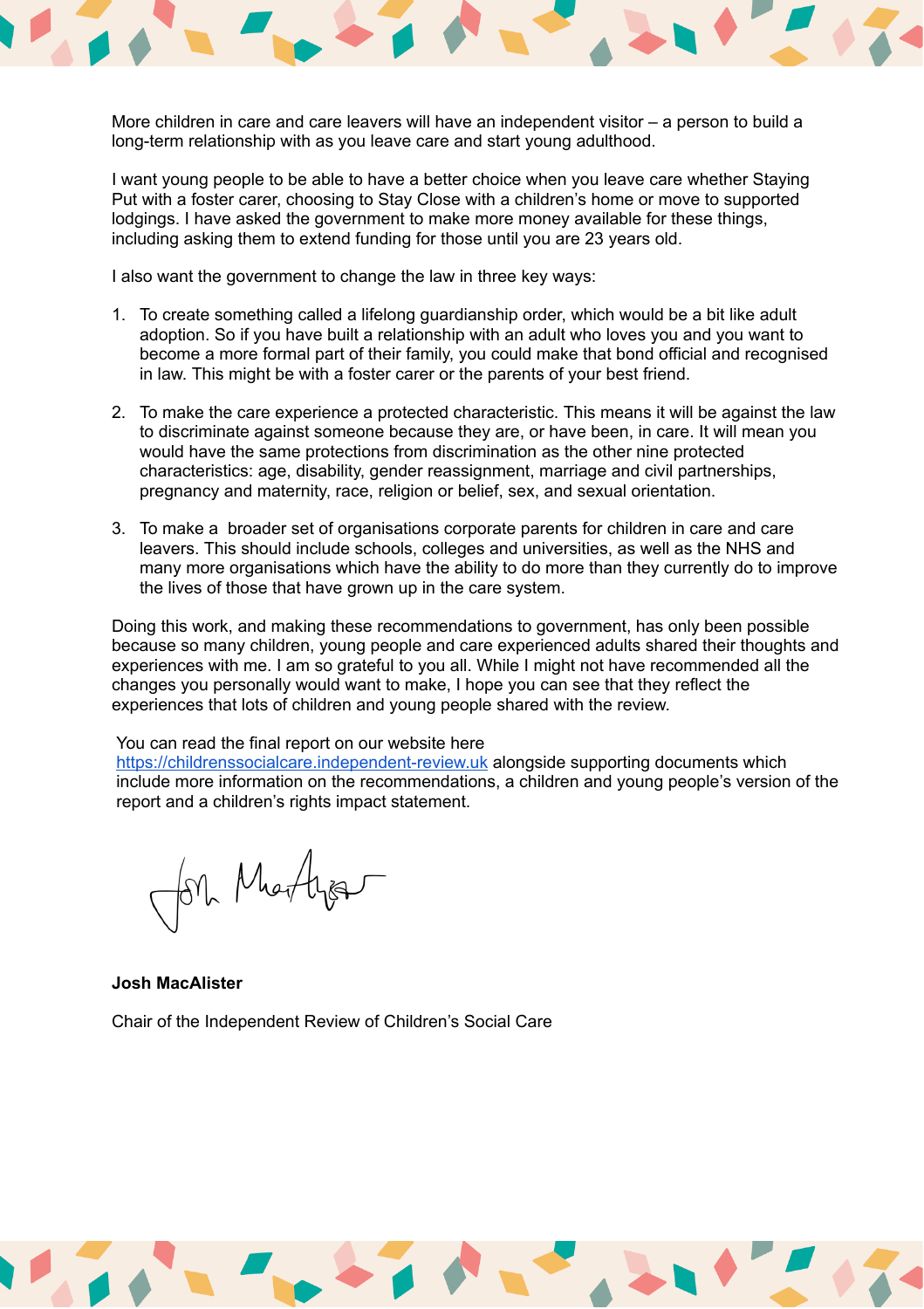More children in care and care leavers will have an independent visitor – a person to build a long-term relationship with as you leave care and start young adulthood.

I want young people to be able to have a better choice when you leave care whether Staying Put with a foster carer, choosing to Stay Close with a children's home or move to supported lodgings. I have asked the government to make more money available for these things, including asking them to extend funding for those until you are 23 years old.

I also want the government to change the law in three key ways:

1. To create something called a lifelong guardianship order, which would be a bit like adult adoption. So if you have built a relationship with an adult who loves you and you want to become a more formal part of their family, you could make that bond official and recognised in law. This might be with a foster carer or the parents of your best friend.

2. To make the care experience a protected characteristic. This means it will be against the law to discriminate against someone because they are, or have been, in care. It will mean you would have the same protections from discrimination as the other nine protected characteristics: age, disability, gender reassignment, marriage and civil partnerships, pregnancy and maternity, race, religion or belief, sex, and sexual orientation.

3. To make a broader set of organisations corporate parents for children in care and care leavers. This should include schools, colleges and universities, as well as the NHS and many more organisations which have the ability to do more than they currently do to improve the lives of those that have grown up in the care system.

Doing this work, and making these recommendations to government, has only been possible because so many children, young people and care experienced adults shared their thoughts and experiences with me. I am so grateful to you all. While I might not have recommended all the changes you personally would want to make, I hope you can see that they reflect the experiences that lots of children and young people shared with the review.

You can read the final report on our website here https://childrenssocialcare.independent-review.uk alongside supporting documents which include more information on the recommendations, a children and young people's version of the report and a children's rights impact statement.

**Josh MacAlister**

Chair of the Independent Review of Children's Social Care